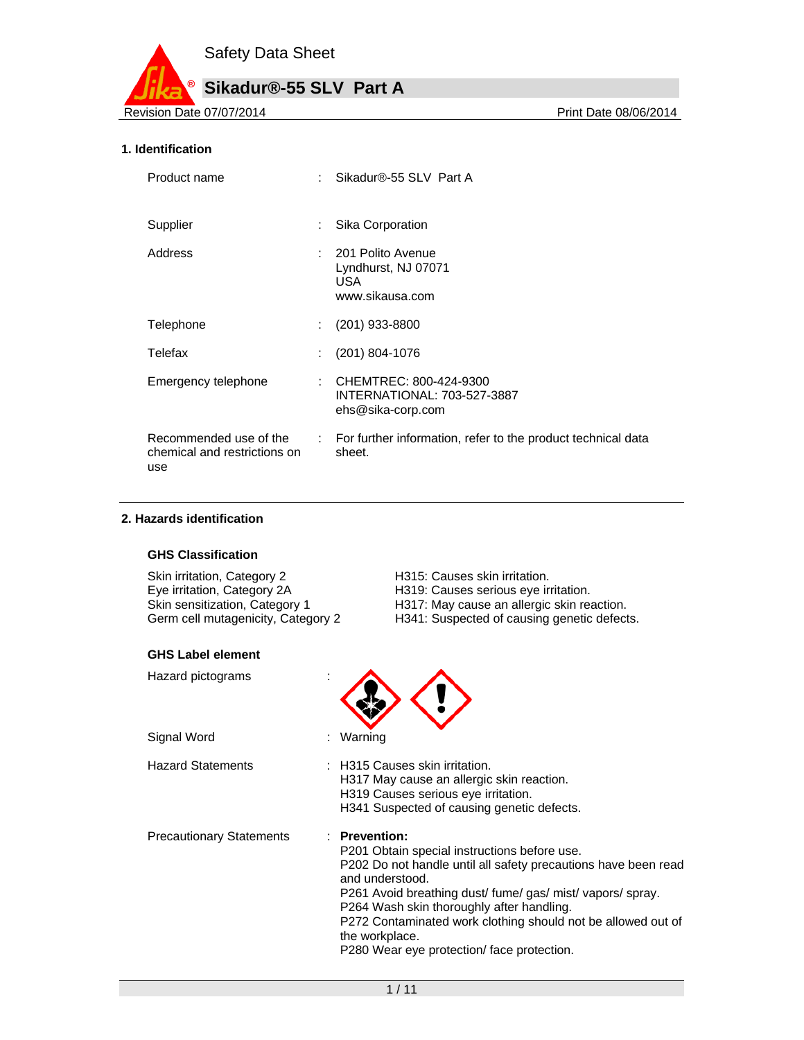Safety Data Sheet

# Sikadur®-55 SLV Part A

Revision Date 07/07/2014 Print Date 08/06/2014

## 1. Identification

| | | |
|---|---|---|
| Product name | : | Sikadur®-55 SLV Part A |
| Supplier | : | Sika Corporation |
| Address | : | 201 Polito Avenue<br>Lyndhurst, NJ 07071<br>USA<br>www.sikausa.com |
| Telephone | : | (201) 933-8800 |
| Telefax | : | (201) 804-1076 |
| Emergency telephone | : | CHEMTREC: 800-424-9300<br>INTERNATIONAL: 703-527-3887<br>ehs@sika-corp.com |
| Recommended use of the chemical and restrictions on use | : | For further information, refer to the product technical data sheet. |

## 2. Hazards identification

### GHS Classification

| | |
|---|---|
| Skin irritation, Category 2 | H315: Causes skin irritation. |
| Eye irritation, Category 2A | H319: Causes serious eye irritation. |
| Skin sensitization, Category 1 | H317: May cause an allergic skin reaction. |
| Germ cell mutagenicity, Category 2 | H341: Suspected of causing genetic defects. |

### GHS Label element

Hazard pictograms :

Signal Word : Warning

Hazard Statements :
H315 Causes skin irritation.
H317 May cause an allergic skin reaction.
H319 Causes serious eye irritation.
H341 Suspected of causing genetic defects.

Precautionary Statements :

**Prevention:**
P201 Obtain special instructions before use.
P202 Do not handle until all safety precautions have been read and understood.
P261 Avoid breathing dust/ fume/ gas/ mist/ vapors/ spray.
P264 Wash skin thoroughly after handling.
P272 Contaminated work clothing should not be allowed out of the workplace.
P280 Wear eye protection/ face protection.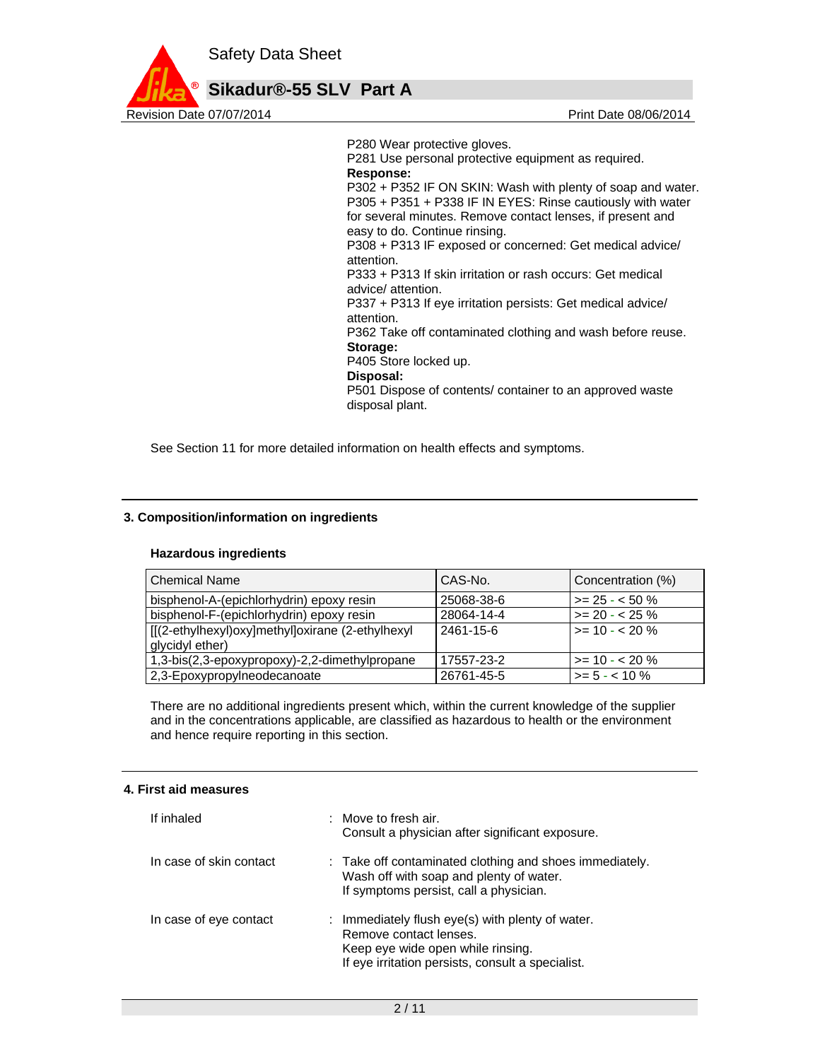P280 Wear protective gloves.
P281 Use personal protective equipment as required.

**Response:**

P302 + P352 IF ON SKIN: Wash with plenty of soap and water.
P305 + P351 + P338 IF IN EYES: Rinse cautiously with water for several minutes. Remove contact lenses, if present and easy to do. Continue rinsing.
P308 + P313 IF exposed or concerned: Get medical advice/ attention.
P333 + P313 If skin irritation or rash occurs: Get medical advice/ attention.
P337 + P313 If eye irritation persists: Get medical advice/ attention.
P362 Take off contaminated clothing and wash before reuse.

**Storage:**

P405 Store locked up.

**Disposal:**

P501 Dispose of contents/ container to an approved waste disposal plant.

See Section 11 for more detailed information on health effects and symptoms.

## 3. Composition/information on ingredients

### Hazardous ingredients

| Chemical Name | CAS-No. | Concentration (%) |
|---|---|---|
| bisphenol-A-(epichlorhydrin) epoxy resin | 25068-38-6 | >= 25 - < 50 % |
| bisphenol-F-(epichlorhydrin) epoxy resin | 28064-14-4 | >= 20 - < 25 % |
| [[(2-ethylhexyl)oxy]methyl]oxirane (2-ethylhexyl glycidyl ether) | 2461-15-6 | >= 10 - < 20 % |
| 1,3-bis(2,3-epoxypropoxy)-2,2-dimethylpropane | 17557-23-2 | >= 10 - < 20 % |
| 2,3-Epoxypropylneodecanoate | 26761-45-5 | >= 5 - < 10 % |

There are no additional ingredients present which, within the current knowledge of the supplier and in the concentrations applicable, are classified as hazardous to health or the environment and hence require reporting in this section.

## 4. First aid measures

| | |
|---|---|
| If inhaled | : Move to fresh air.<br>Consult a physician after significant exposure. |
| In case of skin contact | : Take off contaminated clothing and shoes immediately.<br>Wash off with soap and plenty of water.<br>If symptoms persist, call a physician. |
| In case of eye contact | : Immediately flush eye(s) with plenty of water.<br>Remove contact lenses.<br>Keep eye wide open while rinsing.<br>If eye irritation persists, consult a specialist. |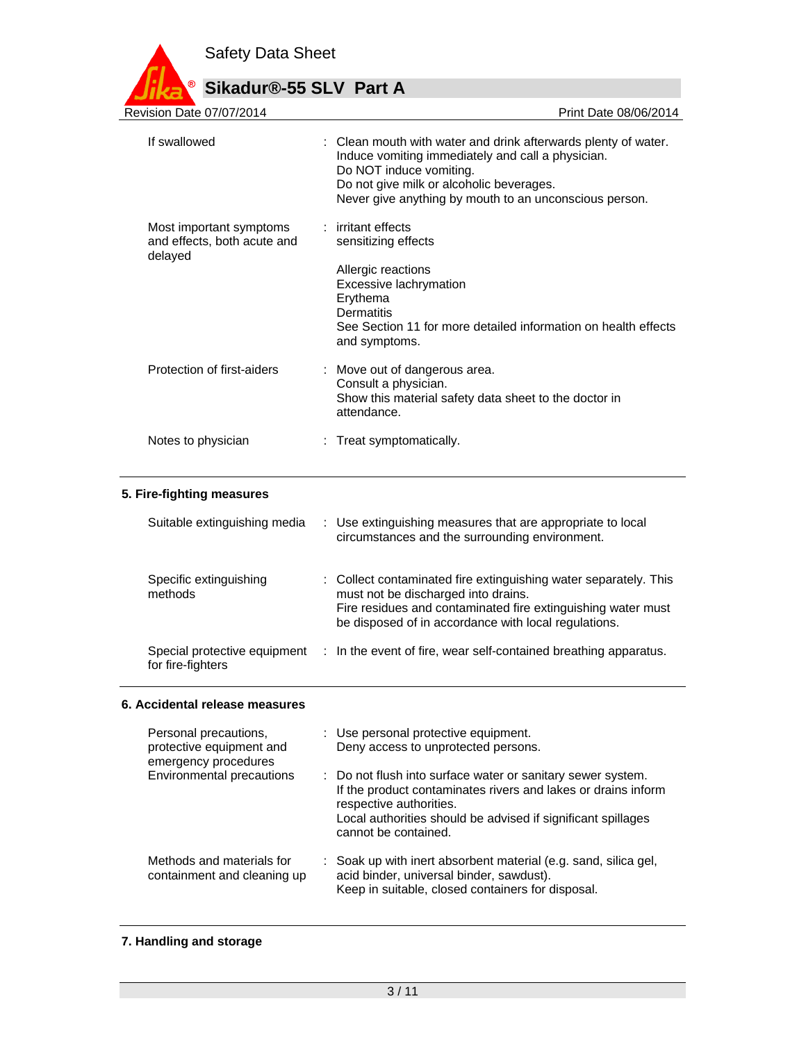| | |
|---|---|
| If swallowed | : Clean mouth with water and drink afterwards plenty of water.<br>Induce vomiting immediately and call a physician.<br>Do NOT induce vomiting.<br>Do not give milk or alcoholic beverages.<br>Never give anything by mouth to an unconscious person. |
| Most important symptoms and effects, both acute and delayed | : irritant effects<br>sensitizing effects<br><br>Allergic reactions<br>Excessive lachrymation<br>Erythema<br>Dermatitis<br>See Section 11 for more detailed information on health effects and symptoms. |
| Protection of first-aiders | : Move out of dangerous area.<br>Consult a physician.<br>Show this material safety data sheet to the doctor in attendance. |
| Notes to physician | : Treat symptomatically. |

## 5. Fire-fighting measures

| | |
|---|---|
| Suitable extinguishing media | : Use extinguishing measures that are appropriate to local circumstances and the surrounding environment. |
| Specific extinguishing methods | : Collect contaminated fire extinguishing water separately. This must not be discharged into drains.<br>Fire residues and contaminated fire extinguishing water must be disposed of in accordance with local regulations. |
| Special protective equipment for fire-fighters | : In the event of fire, wear self-contained breathing apparatus. |

## 6. Accidental release measures

| | |
|---|---|
| Personal precautions, protective equipment and emergency procedures | : Use personal protective equipment.<br>Deny access to unprotected persons. |
| Environmental precautions | : Do not flush into surface water or sanitary sewer system.<br>If the product contaminates rivers and lakes or drains inform respective authorities.<br>Local authorities should be advised if significant spillages cannot be contained. |
| Methods and materials for containment and cleaning up | : Soak up with inert absorbent material (e.g. sand, silica gel, acid binder, universal binder, sawdust).<br>Keep in suitable, closed containers for disposal. |

## 7. Handling and storage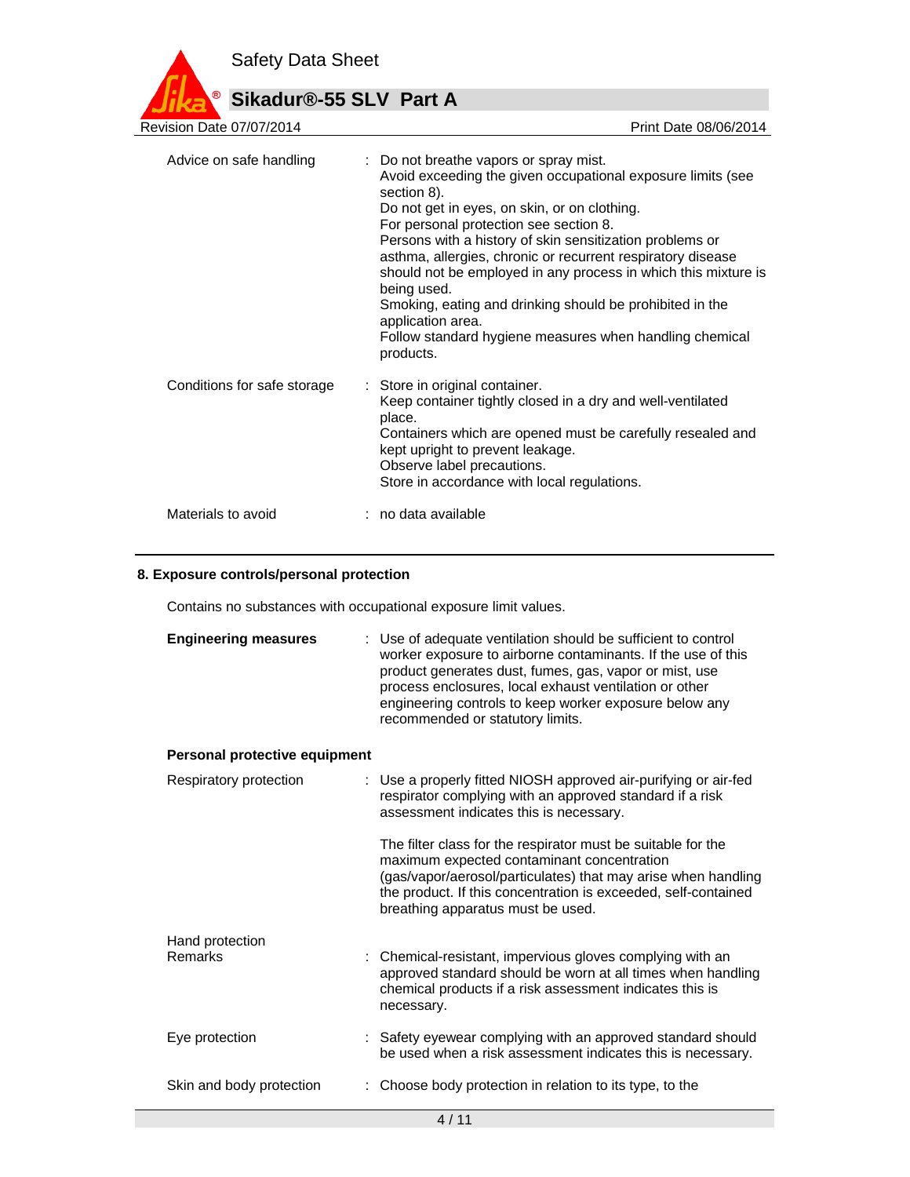| | | |
|---|---|---|
| Advice on safe handling | : | Do not breathe vapors or spray mist.<br>Avoid exceeding the given occupational exposure limits (see section 8).<br>Do not get in eyes, on skin, or on clothing.<br>For personal protection see section 8.<br>Persons with a history of skin sensitization problems or asthma, allergies, chronic or recurrent respiratory disease should not be employed in any process in which this mixture is being used.<br>Smoking, eating and drinking should be prohibited in the application area.<br>Follow standard hygiene measures when handling chemical products. |
| Conditions for safe storage | : | Store in original container.<br>Keep container tightly closed in a dry and well-ventilated place.<br>Containers which are opened must be carefully resealed and kept upright to prevent leakage.<br>Observe label precautions.<br>Store in accordance with local regulations. |
| Materials to avoid | : | no data available |

## 8. Exposure controls/personal protection

Contains no substances with occupational exposure limit values.

| | | |
|---|---|---|
| **Engineering measures** | : | Use of adequate ventilation should be sufficient to control worker exposure to airborne contaminants. If the use of this product generates dust, fumes, gas, vapor or mist, use process enclosures, local exhaust ventilation or other engineering controls to keep worker exposure below any recommended or statutory limits. |

**Personal protective equipment**

| | | |
|---|---|---|
| Respiratory protection | : | Use a properly fitted NIOSH approved air-purifying or air-fed respirator complying with an approved standard if a risk assessment indicates this is necessary.<br><br>The filter class for the respirator must be suitable for the maximum expected contaminant concentration (gas/vapor/aerosol/particulates) that may arise when handling the product. If this concentration is exceeded, self-contained breathing apparatus must be used. |
| Hand protection<br>Remarks | : | Chemical-resistant, impervious gloves complying with an approved standard should be worn at all times when handling chemical products if a risk assessment indicates this is necessary. |
| Eye protection | : | Safety eyewear complying with an approved standard should be used when a risk assessment indicates this is necessary. |
| Skin and body protection | : | Choose body protection in relation to its type, to the |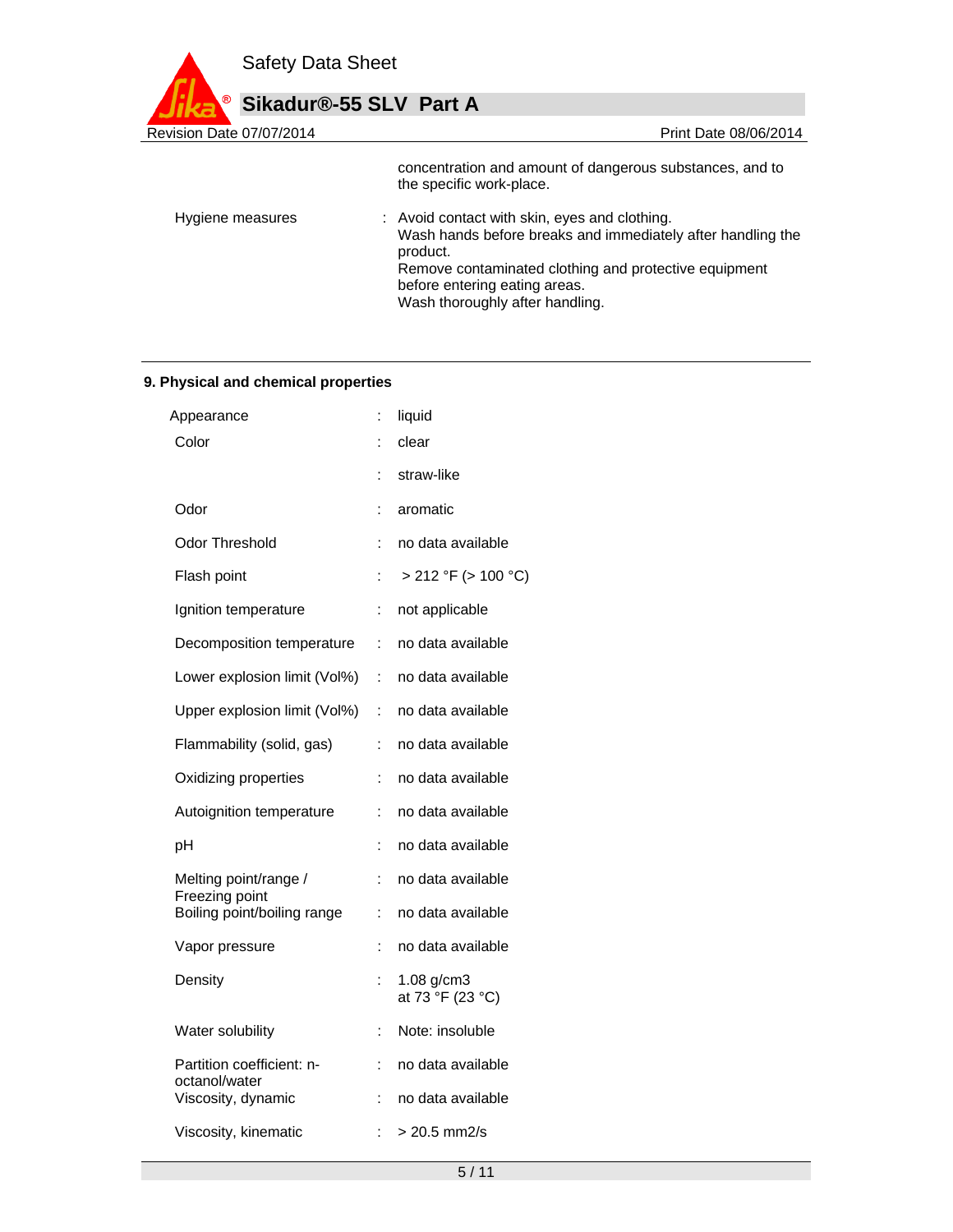concentration and amount of dangerous substances, and to the specific work-place.

| | | |
|---|---|---|
| Hygiene measures | : | Avoid contact with skin, eyes and clothing.<br>Wash hands before breaks and immediately after handling the product.<br>Remove contaminated clothing and protective equipment before entering eating areas.<br>Wash thoroughly after handling. |

## 9. Physical and chemical properties

| | | |
|---|---|---|
| Appearance | : | liquid |
| Color | : | clear |
| | : | straw-like |
| Odor | : | aromatic |
| Odor Threshold | : | no data available |
| Flash point | : | > 212 °F (> 100 °C) |
| Ignition temperature | : | not applicable |
| Decomposition temperature | : | no data available |
| Lower explosion limit (Vol%) | : | no data available |
| Upper explosion limit (Vol%) | : | no data available |
| Flammability (solid, gas) | : | no data available |
| Oxidizing properties | : | no data available |
| Autoignition temperature | : | no data available |
| pH | : | no data available |
| Melting point/range / Freezing point | : | no data available |
| Boiling point/boiling range | : | no data available |
| Vapor pressure | : | no data available |
| Density | : | 1.08 g/cm3<br>at 73 °F (23 °C) |
| Water solubility | : | Note: insoluble |
| Partition coefficient: n-octanol/water | : | no data available |
| Viscosity, dynamic | : | no data available |
| Viscosity, kinematic | : | > 20.5 mm2/s |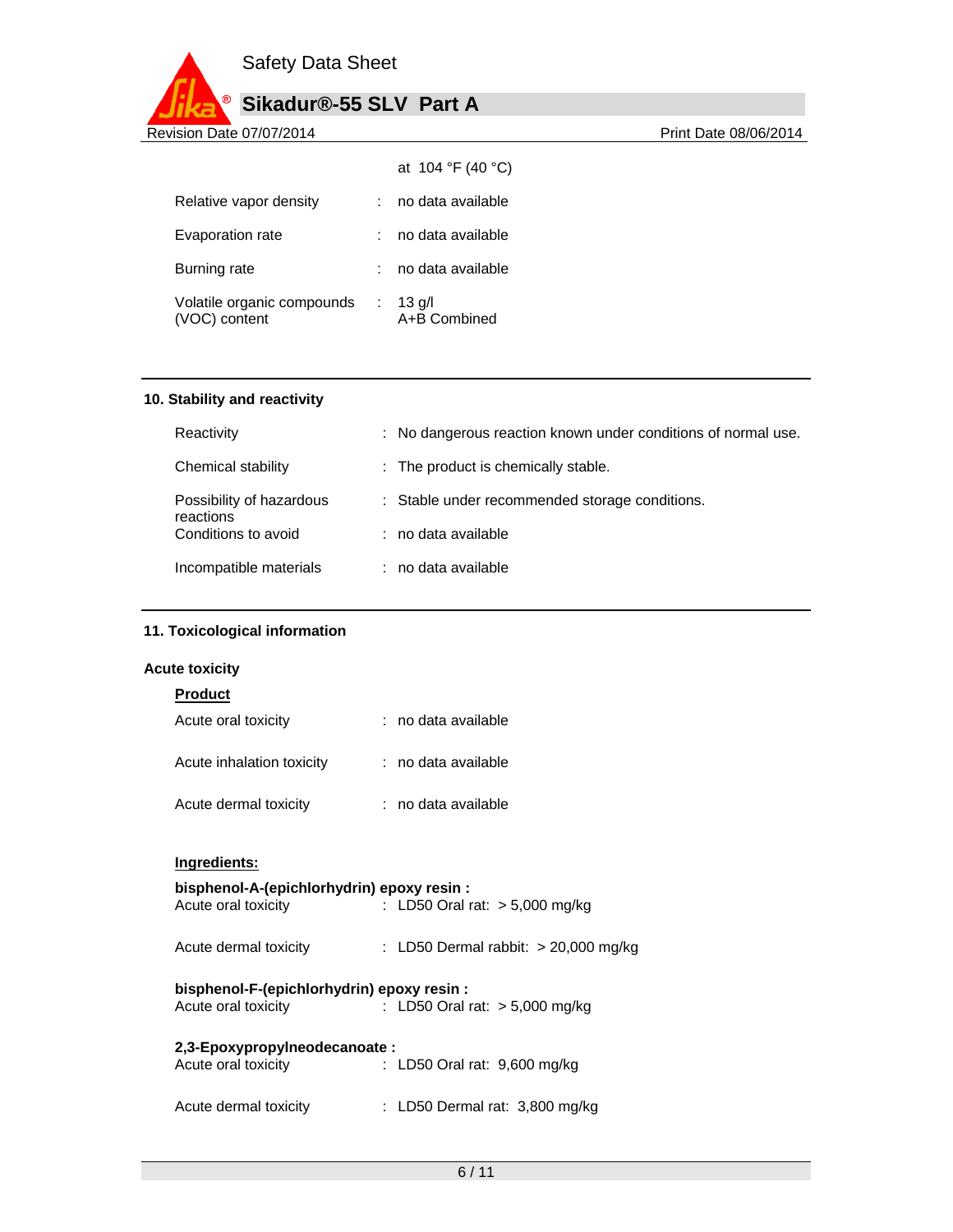| | | |
|---|---|---|
| | | at 104 °F (40 °C) |
| Relative vapor density | : | no data available |
| Evaporation rate | : | no data available |
| Burning rate | : | no data available |
| Volatile organic compounds (VOC) content | : | 13 g/l<br>A+B Combined |

## 10. Stability and reactivity

| | | |
|---|---|---|
| Reactivity | : | No dangerous reaction known under conditions of normal use. |
| Chemical stability | : | The product is chemically stable. |
| Possibility of hazardous reactions | : | Stable under recommended storage conditions. |
| Conditions to avoid | : | no data available |
| Incompatible materials | : | no data available |

## 11. Toxicological information

### Acute toxicity

**Product**

| | | |
|---|---|---|
| Acute oral toxicity | : | no data available |
| Acute inhalation toxicity | : | no data available |
| Acute dermal toxicity | : | no data available |

**Ingredients:**

**bisphenol-A-(epichlorhydrin) epoxy resin :**

| | | |
|---|---|---|
| Acute oral toxicity | : | LD50 Oral rat: > 5,000 mg/kg |
| Acute dermal toxicity | : | LD50 Dermal rabbit: > 20,000 mg/kg |

**bisphenol-F-(epichlorhydrin) epoxy resin :**

| | | |
|---|---|---|
| Acute oral toxicity | : | LD50 Oral rat: > 5,000 mg/kg |

**2,3-Epoxypropylneodecanoate :**

| | | |
|---|---|---|
| Acute oral toxicity | : | LD50 Oral rat: 9,600 mg/kg |
| Acute dermal toxicity | : | LD50 Dermal rat: 3,800 mg/kg |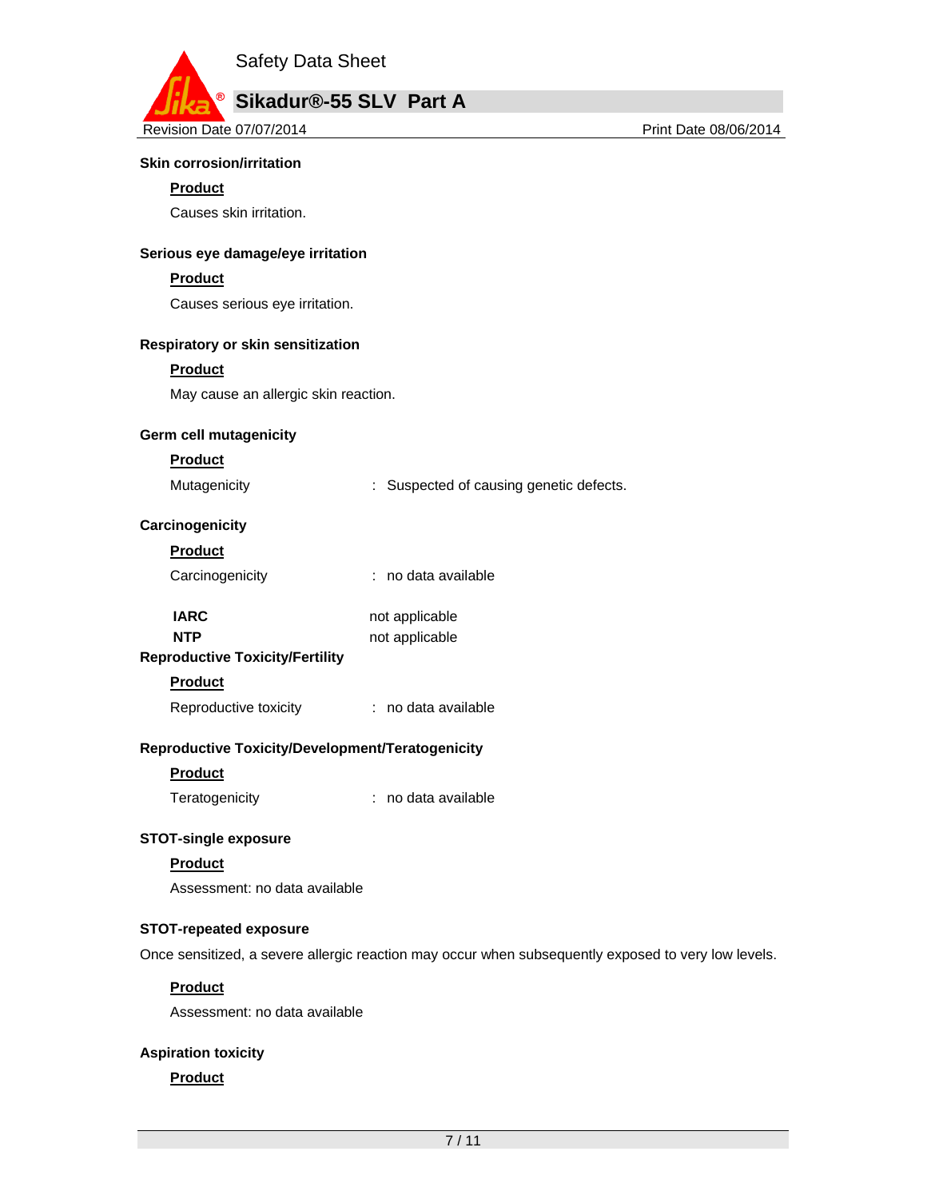**Skin corrosion/irritation**

**Product**

Causes skin irritation.

**Serious eye damage/eye irritation**

**Product**

Causes serious eye irritation.

**Respiratory or skin sensitization**

**Product**

May cause an allergic skin reaction.

**Germ cell mutagenicity**

**Product**

Mutagenicity : Suspected of causing genetic defects.

**Carcinogenicity**

**Product**

Carcinogenicity : no data available

| | |
|---|---|
| **IARC** | not applicable |
| **NTP** | not applicable |

**Reproductive Toxicity/Fertility**

**Product**

Reproductive toxicity : no data available

**Reproductive Toxicity/Development/Teratogenicity**

**Product**

Teratogenicity : no data available

**STOT-single exposure**

**Product**

Assessment: no data available

**STOT-repeated exposure**

Once sensitized, a severe allergic reaction may occur when subsequently exposed to very low levels.

**Product**

Assessment: no data available

**Aspiration toxicity**

**Product**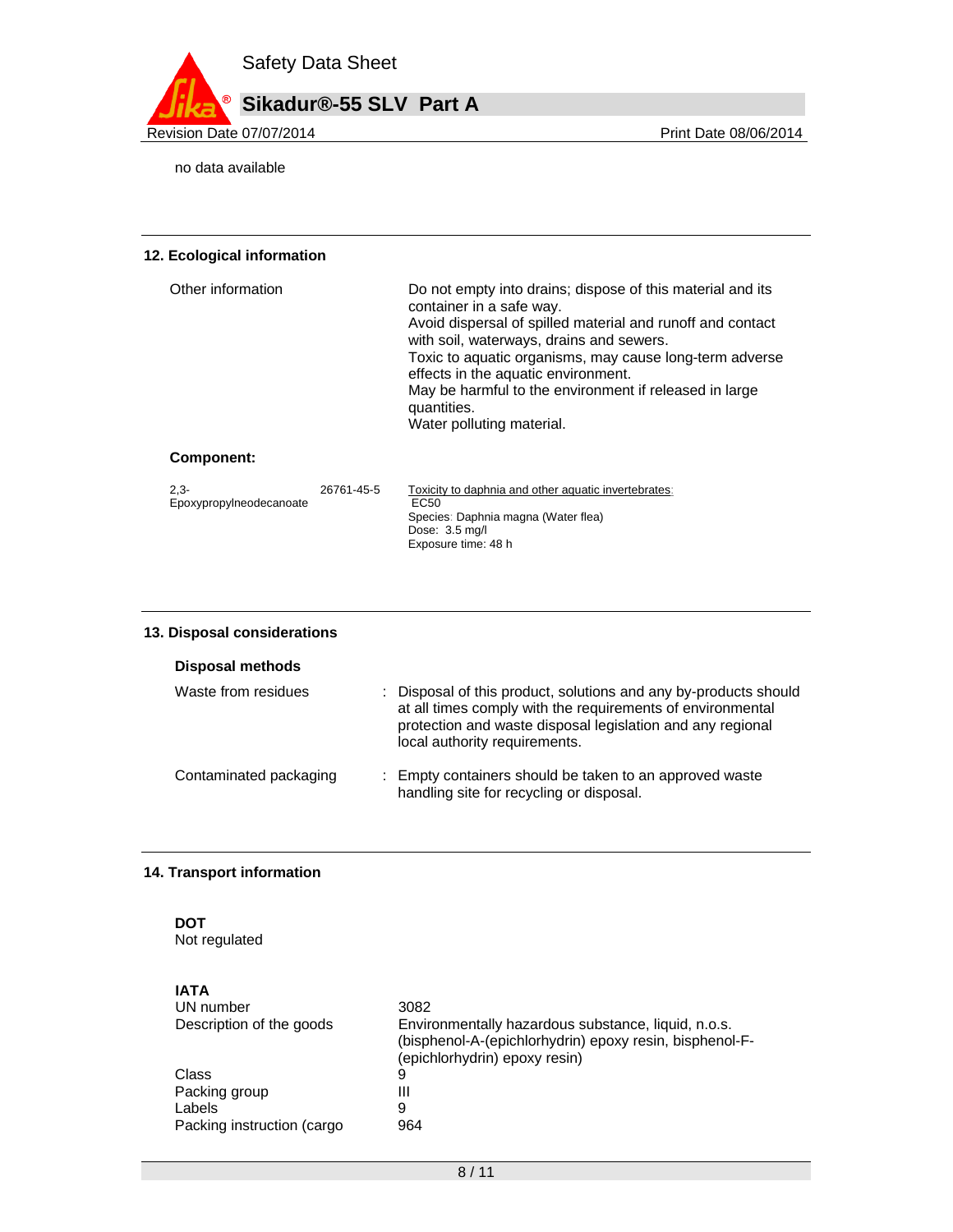no data available

## 12. Ecological information

| | |
|---|---|
| Other information | Do not empty into drains; dispose of this material and its container in a safe way. Avoid dispersal of spilled material and runoff and contact with soil, waterways, drains and sewers. Toxic to aquatic organisms, may cause long-term adverse effects in the aquatic environment. May be harmful to the environment if released in large quantities. Water polluting material. |

**Component:**

| | | |
|---|---|---|
| 2,3-Epoxypropylneodecanoate | 26761-45-5 | Toxicity to daphnia and other aquatic invertebrates: EC50<br>Species: Daphnia magna (Water flea)<br>Dose: 3.5 mg/l<br>Exposure time: 48 h |

## 13. Disposal considerations

### Disposal methods

| | |
|---|---|
| Waste from residues | : Disposal of this product, solutions and any by-products should at all times comply with the requirements of environmental protection and waste disposal legislation and any regional local authority requirements. |
| Contaminated packaging | : Empty containers should be taken to an approved waste handling site for recycling or disposal. |

## 14. Transport information

**DOT**
Not regulated

**IATA**

| | |
|---|---|
| UN number | 3082 |
| Description of the goods | Environmentally hazardous substance, liquid, n.o.s. (bisphenol-A-(epichlorhydrin) epoxy resin, bisphenol-F-(epichlorhydrin) epoxy resin) |
| Class | 9 |
| Packing group | III |
| Labels | 9 |
| Packing instruction (cargo | 964 |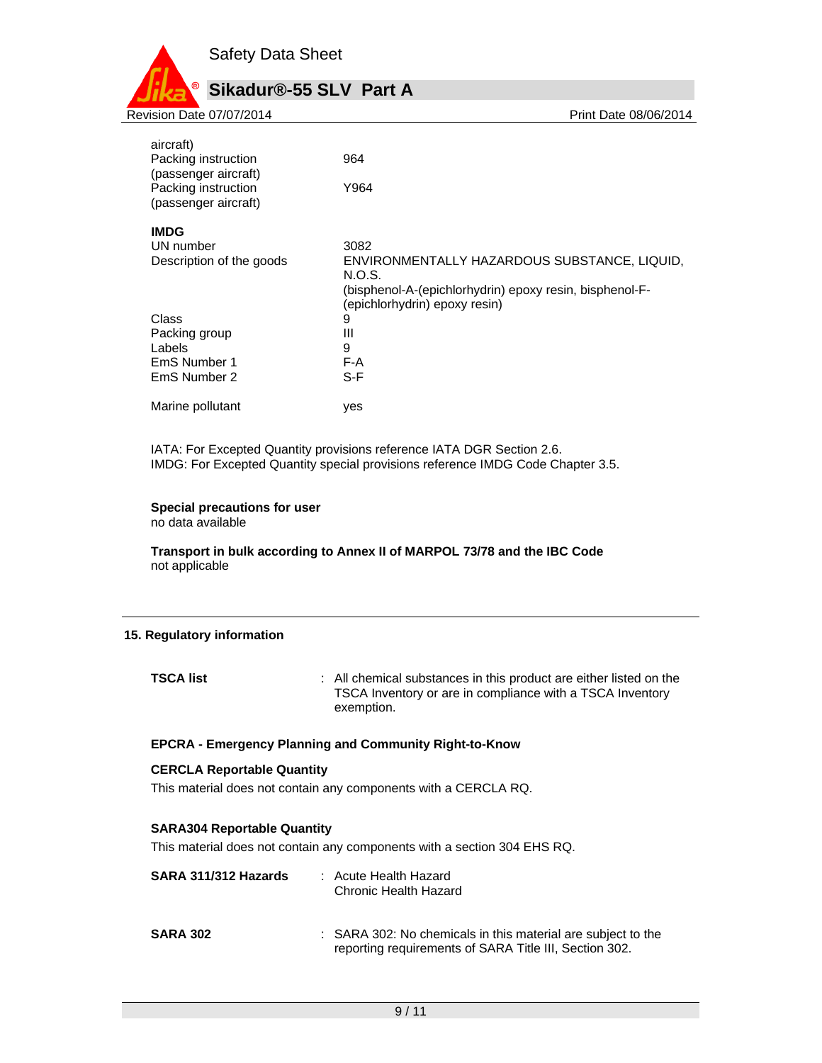| | |
|---|---|
| aircraft) | |
| Packing instruction (passenger aircraft) | 964 |
| Packing instruction (passenger aircraft) | Y964 |

**IMDG**

| | |
|---|---|
| UN number | 3082 |
| Description of the goods | ENVIRONMENTALLY HAZARDOUS SUBSTANCE, LIQUID, N.O.S. (bisphenol-A-(epichlorhydrin) epoxy resin, bisphenol-F-(epichlorhydrin) epoxy resin) |
| Class | 9 |
| Packing group | III |
| Labels | 9 |
| EmS Number 1 | F-A |
| EmS Number 2 | S-F |
| Marine pollutant | yes |

IATA: For Excepted Quantity provisions reference IATA DGR Section 2.6.
IMDG: For Excepted Quantity special provisions reference IMDG Code Chapter 3.5.

**Special precautions for user**
no data available

**Transport in bulk according to Annex II of MARPOL 73/78 and the IBC Code**
not applicable

## 15. Regulatory information

**TSCA list** : All chemical substances in this product are either listed on the TSCA Inventory or are in compliance with a TSCA Inventory exemption.

**EPCRA - Emergency Planning and Community Right-to-Know**

**CERCLA Reportable Quantity**

This material does not contain any components with a CERCLA RQ.

**SARA304 Reportable Quantity**

This material does not contain any components with a section 304 EHS RQ.

**SARA 311/312 Hazards** : Acute Health Hazard
Chronic Health Hazard

**SARA 302** : SARA 302: No chemicals in this material are subject to the reporting requirements of SARA Title III, Section 302.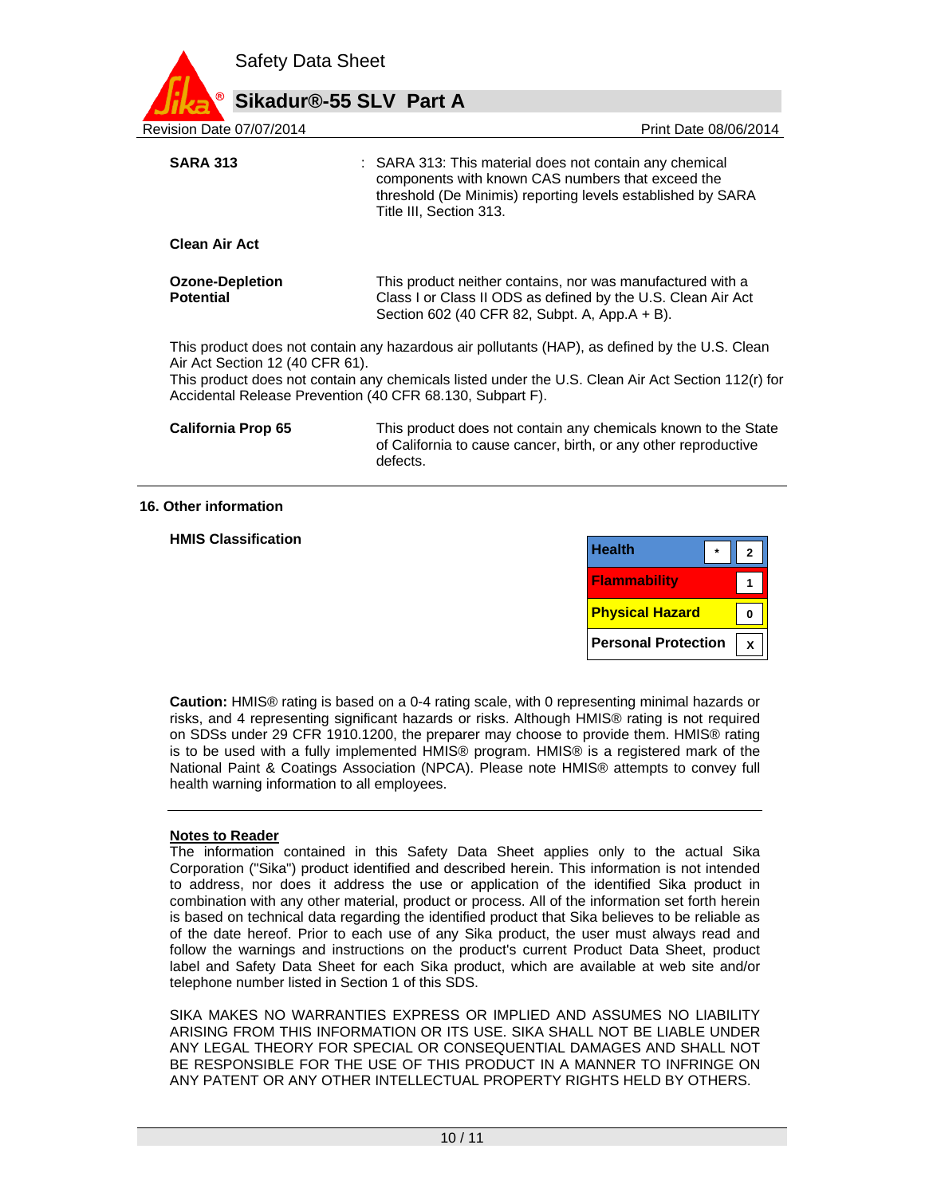**SARA 313** : SARA 313: This material does not contain any chemical components with known CAS numbers that exceed the threshold (De Minimis) reporting levels established by SARA Title III, Section 313.

**Clean Air Act**

**Ozone-Depletion Potential** This product neither contains, nor was manufactured with a Class I or Class II ODS as defined by the U.S. Clean Air Act Section 602 (40 CFR 82, Subpt. A, App.A + B).

This product does not contain any hazardous air pollutants (HAP), as defined by the U.S. Clean Air Act Section 12 (40 CFR 61).
This product does not contain any chemicals listed under the U.S. Clean Air Act Section 112(r) for Accidental Release Prevention (40 CFR 68.130, Subpart F).

**California Prop 65** This product does not contain any chemicals known to the State of California to cause cancer, birth, or any other reproductive defects.

## 16. Other information

**HMIS Classification**

| | | |
|---|---|---|
| **Health** | * | 2 |
| **Flammability** | | 1 |
| **Physical Hazard** | | 0 |
| **Personal Protection** | | x |

**Caution:** HMIS® rating is based on a 0-4 rating scale, with 0 representing minimal hazards or risks, and 4 representing significant hazards or risks. Although HMIS® rating is not required on SDSs under 29 CFR 1910.1200, the preparer may choose to provide them. HMIS® rating is to be used with a fully implemented HMIS® program. HMIS® is a registered mark of the National Paint & Coatings Association (NPCA). Please note HMIS® attempts to convey full health warning information to all employees.

---

**Notes to Reader**
The information contained in this Safety Data Sheet applies only to the actual Sika Corporation ("Sika") product identified and described herein. This information is not intended to address, nor does it address the use or application of the identified Sika product in combination with any other material, product or process. All of the information set forth herein is based on technical data regarding the identified product that Sika believes to be reliable as of the date hereof. Prior to each use of any Sika product, the user must always read and follow the warnings and instructions on the product's current Product Data Sheet, product label and Safety Data Sheet for each Sika product, which are available at web site and/or telephone number listed in Section 1 of this SDS.

SIKA MAKES NO WARRANTIES EXPRESS OR IMPLIED AND ASSUMES NO LIABILITY ARISING FROM THIS INFORMATION OR ITS USE. SIKA SHALL NOT BE LIABLE UNDER ANY LEGAL THEORY FOR SPECIAL OR CONSEQUENTIAL DAMAGES AND SHALL NOT BE RESPONSIBLE FOR THE USE OF THIS PRODUCT IN A MANNER TO INFRINGE ON ANY PATENT OR ANY OTHER INTELLECTUAL PROPERTY RIGHTS HELD BY OTHERS.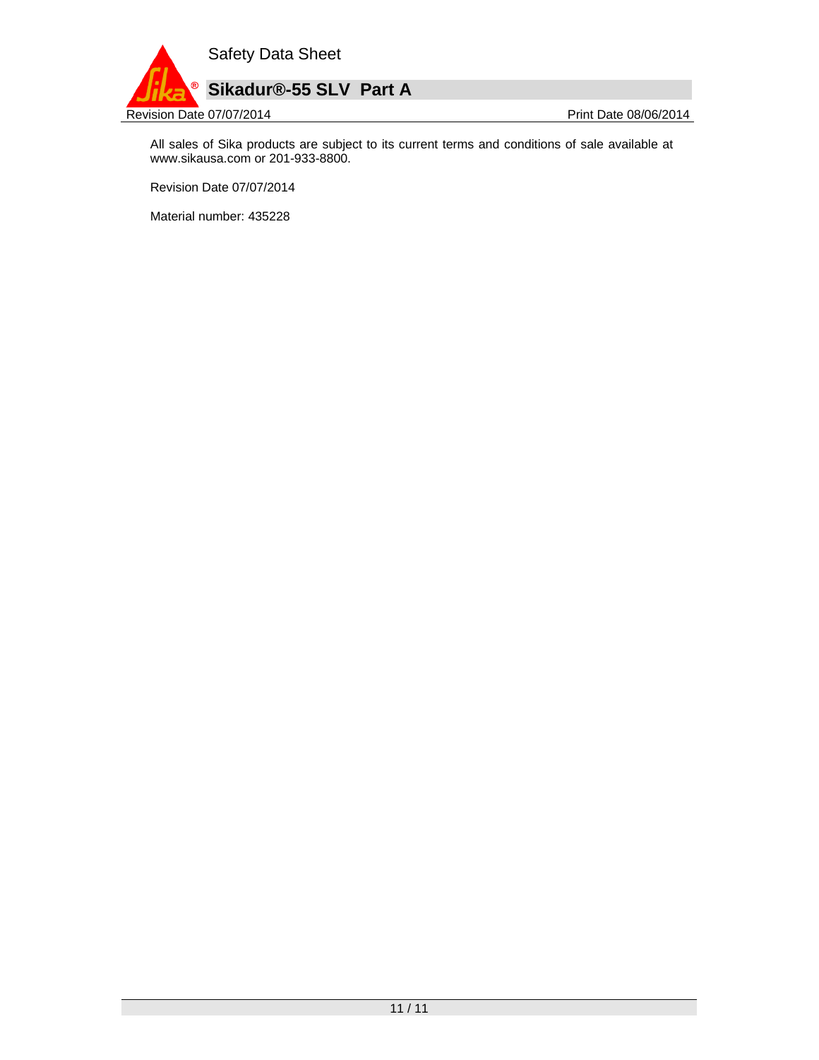All sales of Sika products are subject to its current terms and conditions of sale available at www.sikausa.com or 201-933-8800.

Revision Date 07/07/2014

Material number: 435228